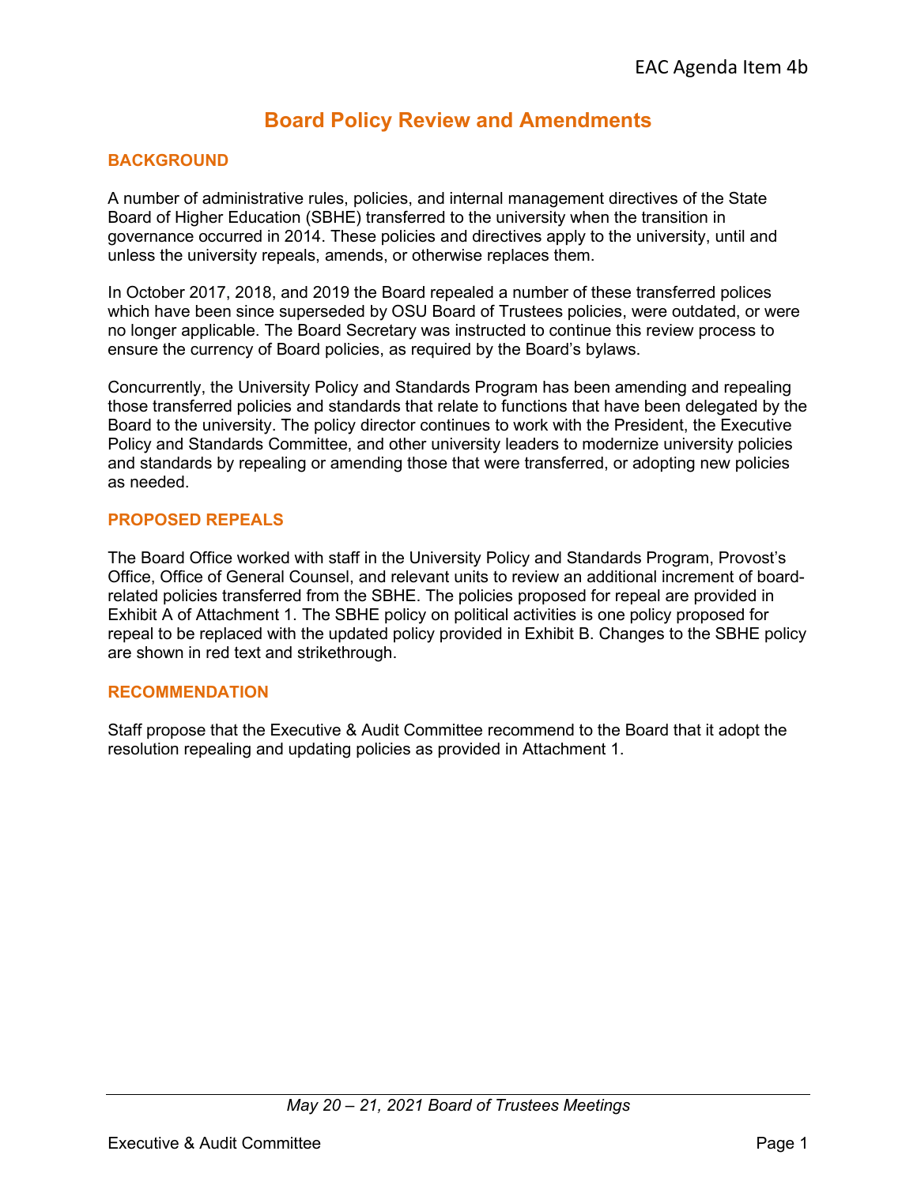EAC Agenda Item 4b

# Board Policy Review and Amendments

## BACKGROUND

A number of administrative rules, policies, and internal management directives of the State Board of Higher Education (SBHE) transferred to the university when the transition in governance occurred in 2014. These policies and directives apply to the university, until and unless the university repeals, amends, or otherwise replaces them.

In October 2017, 2018, and 2019 the Board repealed a number of these transferred polices which have been since superseded by OSU Board of Trustees policies, were outdated, or were no longer applicable. The Board Secretary was instructed to continue this review process to ensure the currency of Board policies, as required by the Board's bylaws.

Concurrently, the University Policy and Standards Program has been amending and repealing those transferred policies and standards that relate to functions that have been delegated by the Board to the university. The policy director continues to work with the President, the Executive Policy and Standards Committee, and other university leaders to modernize university policies and standards by repealing or amending those that were transferred, or adopting new policies as needed.

## PROPOSED REPEALS

The Board Office worked with staff in the University Policy and Standards Program, Provost's Office, Office of General Counsel, and relevant units to review an additional increment of board-related policies transferred from the SBHE. The policies proposed for repeal are provided in Exhibit A of Attachment 1. The SBHE policy on political activities is one policy proposed for repeal to be replaced with the updated policy provided in Exhibit B. Changes to the SBHE policy are shown in red text and strikethrough.

## RECOMMENDATION

Staff propose that the Executive & Audit Committee recommend to the Board that it adopt the resolution repealing and updating policies as provided in Attachment 1.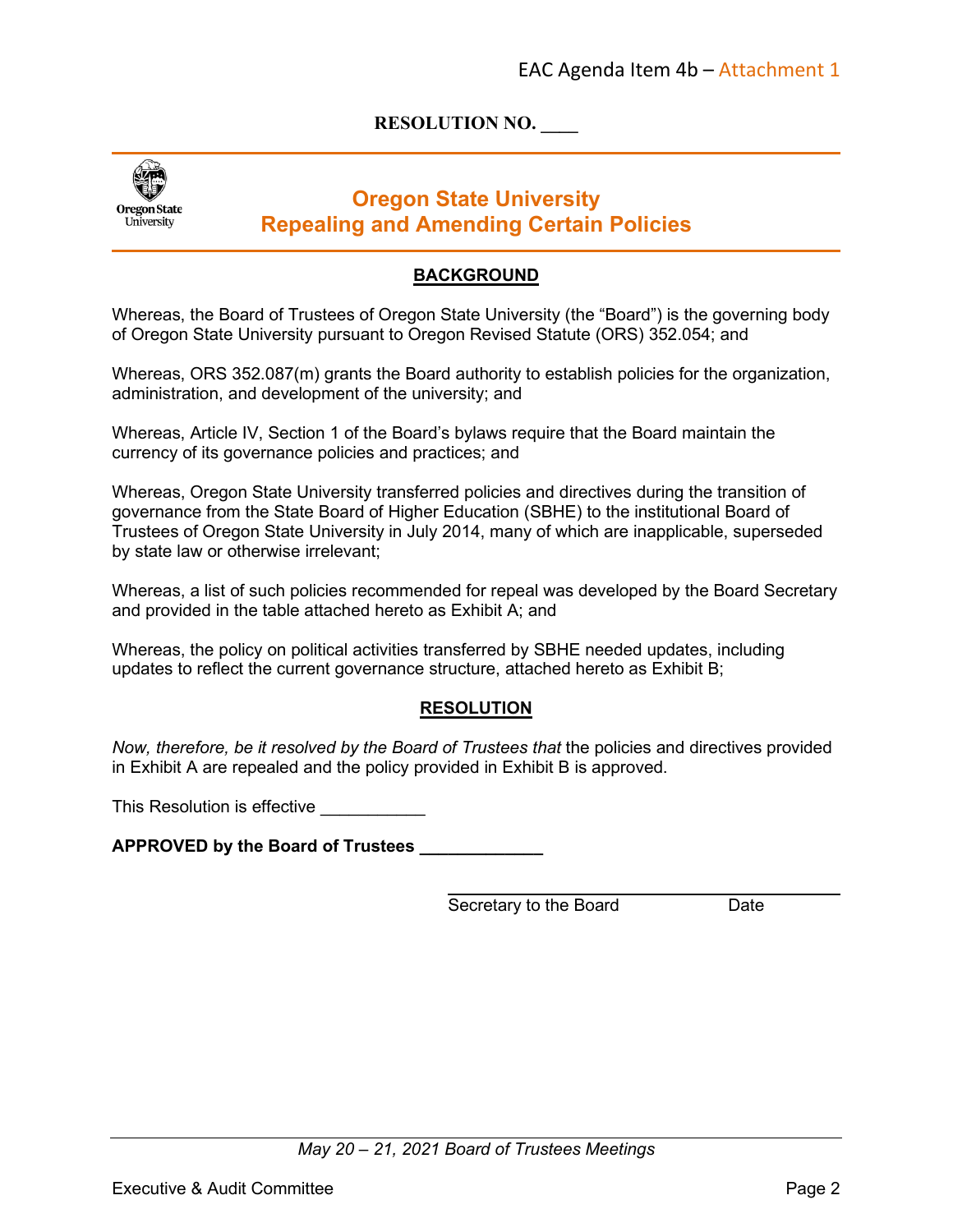**RESOLUTION NO. ____**

# Oregon State University
## Repealing and Amending Certain Policies

### BACKGROUND

Whereas, the Board of Trustees of Oregon State University (the "Board") is the governing body of Oregon State University pursuant to Oregon Revised Statute (ORS) 352.054; and

Whereas, ORS 352.087(m) grants the Board authority to establish policies for the organization, administration, and development of the university; and

Whereas, Article IV, Section 1 of the Board's bylaws require that the Board maintain the currency of its governance policies and practices; and

Whereas, Oregon State University transferred policies and directives during the transition of governance from the State Board of Higher Education (SBHE) to the institutional Board of Trustees of Oregon State University in July 2014, many of which are inapplicable, superseded by state law or otherwise irrelevant;

Whereas, a list of such policies recommended for repeal was developed by the Board Secretary and provided in the table attached hereto as Exhibit A; and

Whereas, the policy on political activities transferred by SBHE needed updates, including updates to reflect the current governance structure, attached hereto as Exhibit B;

### RESOLUTION

*Now, therefore, be it resolved by the Board of Trustees that* the policies and directives provided in Exhibit A are repealed and the policy provided in Exhibit B is approved.

This Resolution is effective ___________

**APPROVED by the Board of Trustees ____________**

Secretary to the Board Date

*May 20 – 21, 2021 Board of Trustees Meetings*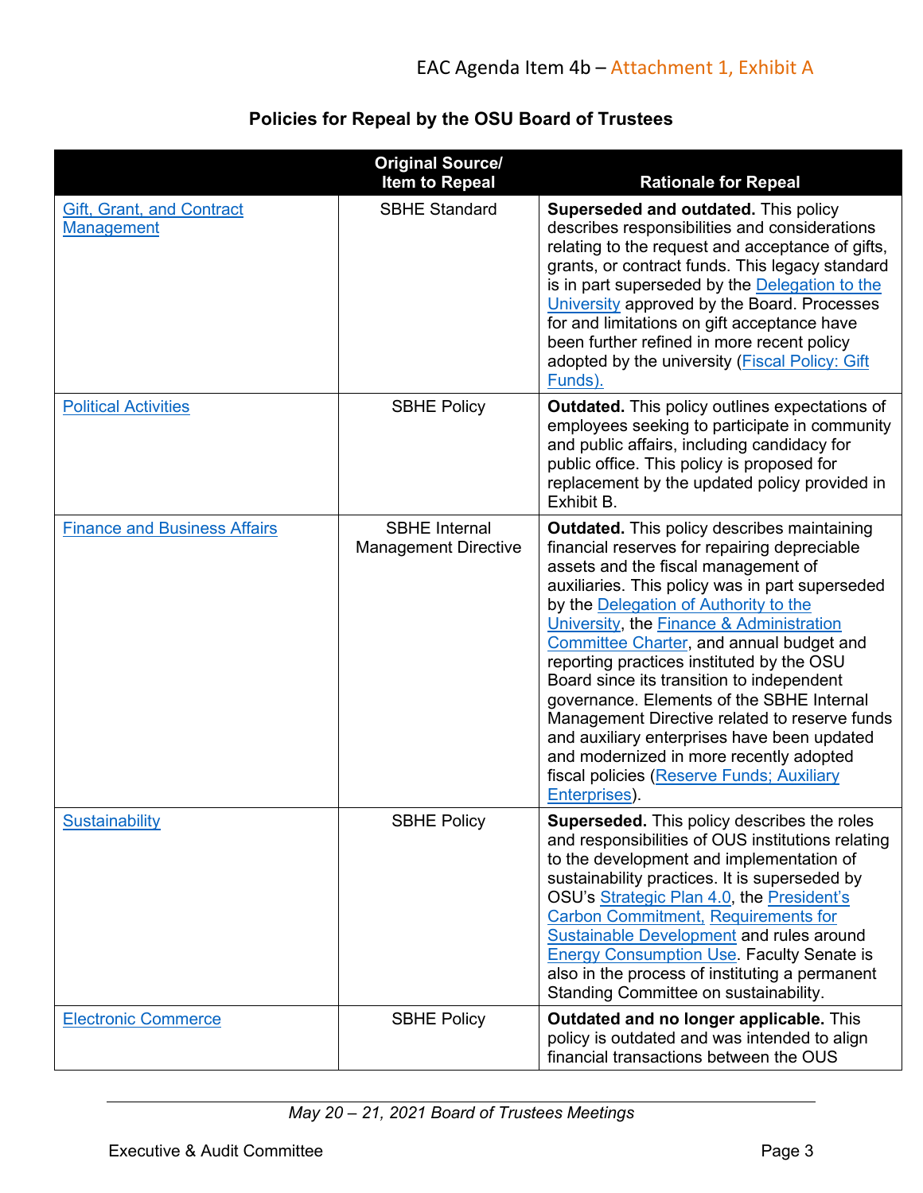### Policies for Repeal by the OSU Board of Trustees

| | Original Source/ Item to Repeal | Rationale for Repeal |
|---|---|---|
| Gift, Grant, and Contract Management | SBHE Standard | **Superseded and outdated.** This policy describes responsibilities and considerations relating to the request and acceptance of gifts, grants, or contract funds. This legacy standard is in part superseded by the Delegation to the University approved by the Board. Processes for and limitations on gift acceptance have been further refined in more recent policy adopted by the university (Fiscal Policy: Gift Funds). |
| Political Activities | SBHE Policy | **Outdated.** This policy outlines expectations of employees seeking to participate in community and public affairs, including candidacy for public office. This policy is proposed for replacement by the updated policy provided in Exhibit B. |
| Finance and Business Affairs | SBHE Internal Management Directive | **Outdated.** This policy describes maintaining financial reserves for repairing depreciable assets and the fiscal management of auxiliaries. This policy was in part superseded by the Delegation of Authority to the University, the Finance & Administration Committee Charter, and annual budget and reporting practices instituted by the OSU Board since its transition to independent governance. Elements of the SBHE Internal Management Directive related to reserve funds and auxiliary enterprises have been updated and modernized in more recently adopted fiscal policies (Reserve Funds; Auxiliary Enterprises). |
| Sustainability | SBHE Policy | **Superseded.** This policy describes the roles and responsibilities of OUS institutions relating to the development and implementation of sustainability practices. It is superseded by OSU's Strategic Plan 4.0, the President's Carbon Commitment, Requirements for Sustainable Development and rules around Energy Consumption Use. Faculty Senate is also in the process of instituting a permanent Standing Committee on sustainability. |
| Electronic Commerce | SBHE Policy | **Outdated and no longer applicable.** This policy is outdated and was intended to align financial transactions between the OUS |

*May 20 – 21, 2021 Board of Trustees Meetings*

Executive & Audit Committee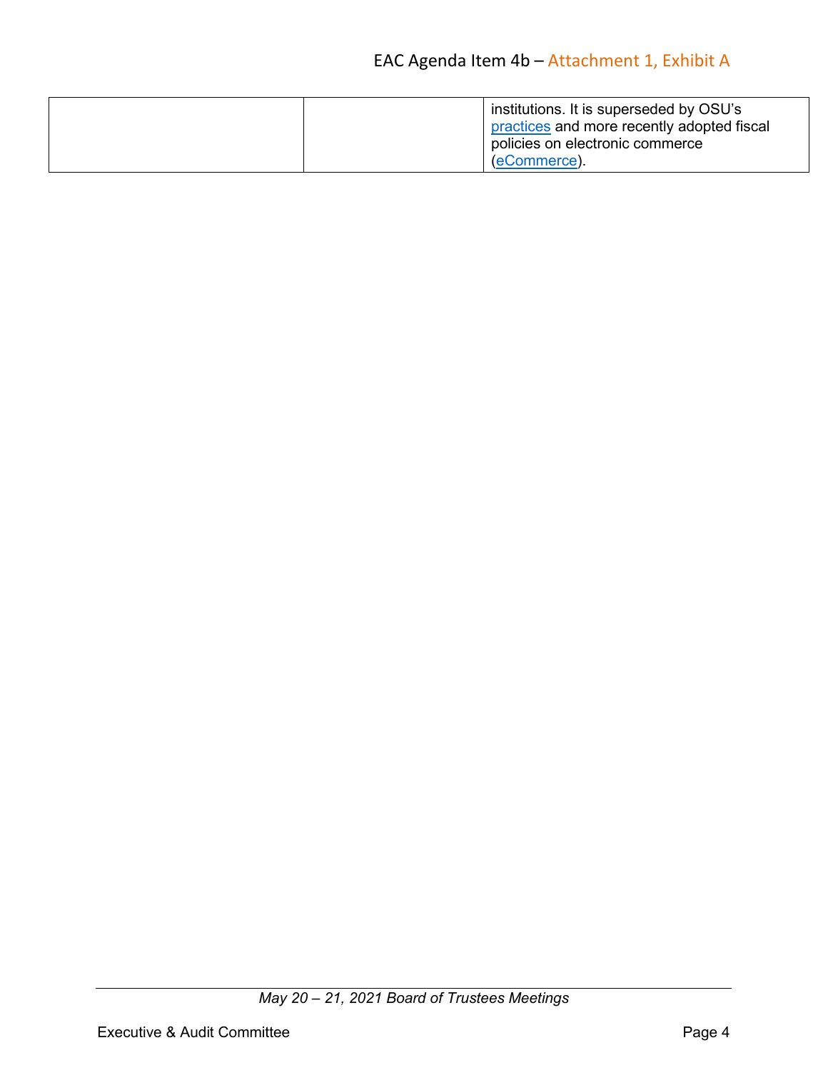| | | |
|---|---|---|
| | | institutions. It is superseded by OSU's practices and more recently adopted fiscal policies on electronic commerce (eCommerce). |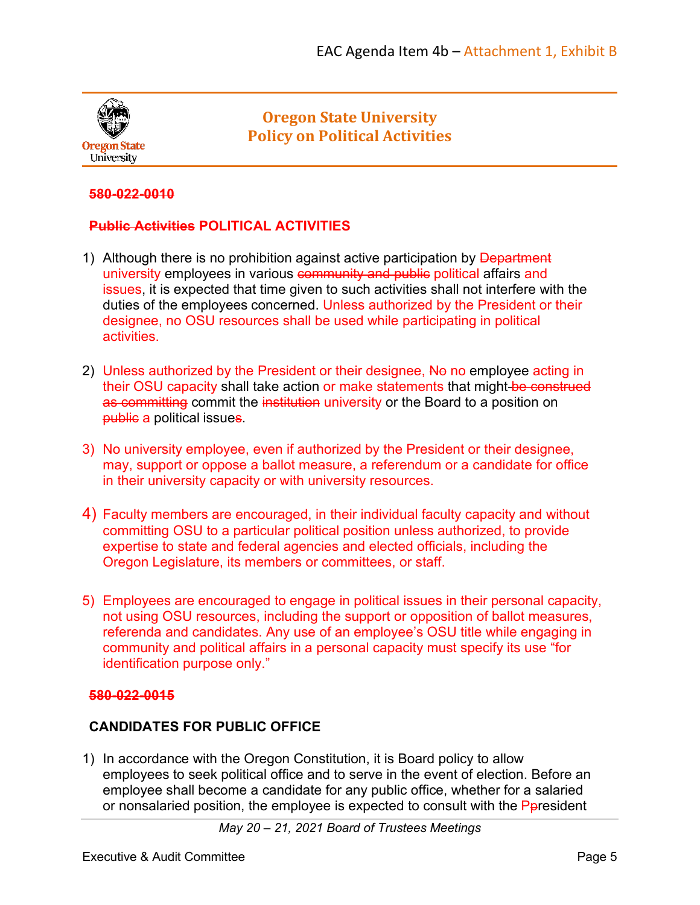# Oregon State University Policy on Political Activities

~~580-022-0010~~

## ~~Public Activities~~ POLITICAL ACTIVITIES

1) Although there is no prohibition against active participation by ~~Department~~ university employees in various ~~community and public~~ political affairs and issues, it is expected that time given to such activities shall not interfere with the duties of the employees concerned. Unless authorized by the President or their designee, no OSU resources shall be used while participating in political activities.

2) Unless authorized by the President or their designee, ~~No~~ no employee acting in their OSU capacity shall take action or make statements that might ~~be construed as committing~~ commit the ~~institution~~ university or the Board to a position on ~~public~~ a political issue~~s~~.

3) No university employee, even if authorized by the President or their designee, may, support or oppose a ballot measure, a referendum or a candidate for office in their university capacity or with university resources.

4) Faculty members are encouraged, in their individual faculty capacity and without committing OSU to a particular political position unless authorized, to provide expertise to state and federal agencies and elected officials, including the Oregon Legislature, its members or committees, or staff.

5) Employees are encouraged to engage in political issues in their personal capacity, not using OSU resources, including the support or opposition of ballot measures, referenda and candidates. Any use of an employee's OSU title while engaging in community and political affairs in a personal capacity must specify its use "for identification purpose only."

~~580-022-0015~~

## CANDIDATES FOR PUBLIC OFFICE

1) In accordance with the Oregon Constitution, it is Board policy to allow employees to seek political office and to serve in the event of election. Before an employee shall become a candidate for any public office, whether for a salaried or nonsalaried position, the employee is expected to consult with the P~~p~~resident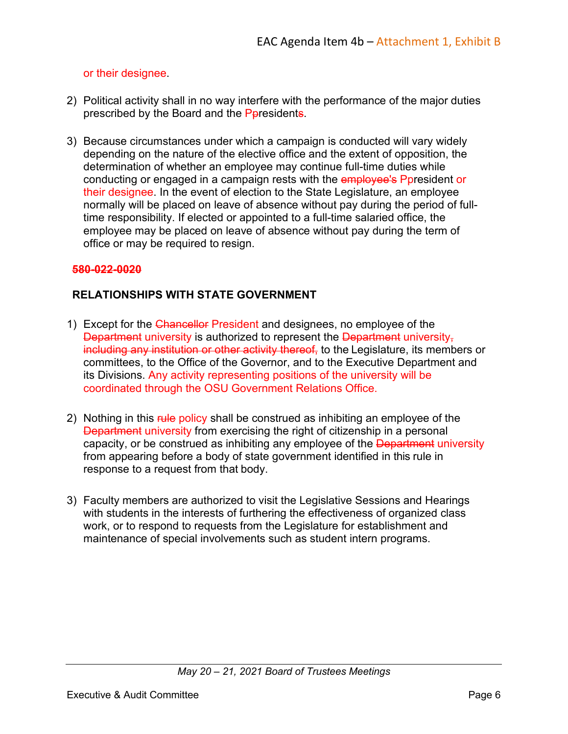or their designee.

2) Political activity shall in no way interfere with the performance of the major duties prescribed by the Board and the Ppresidents.

3) Because circumstances under which a campaign is conducted will vary widely depending on the nature of the elective office and the extent of opposition, the determination of whether an employee may continue full-time duties while conducting or engaged in a campaign rests with the employee's Ppresident or their designee. In the event of election to the State Legislature, an employee normally will be placed on leave of absence without pay during the period of full-time responsibility. If elected or appointed to a full-time salaried office, the employee may be placed on leave of absence without pay during the term of office or may be required to resign.

**~~580-022-0020~~**

## RELATIONSHIPS WITH STATE GOVERNMENT

1) Except for the ~~Chancellor~~ President and designees, no employee of the ~~Department~~ university is authorized to represent the ~~Department~~ university~~, including any institution or other activity thereof,~~ to the Legislature, its members or committees, to the Office of the Governor, and to the Executive Department and its Divisions. Any activity representing positions of the university will be coordinated through the OSU Government Relations Office.

2) Nothing in this ~~rule~~ policy shall be construed as inhibiting an employee of the ~~Department~~ university from exercising the right of citizenship in a personal capacity, or be construed as inhibiting any employee of the ~~Department~~ university from appearing before a body of state government identified in this rule in response to a request from that body.

3) Faculty members are authorized to visit the Legislative Sessions and Hearings with students in the interests of furthering the effectiveness of organized class work, or to respond to requests from the Legislature for establishment and maintenance of special involvements such as student intern programs.